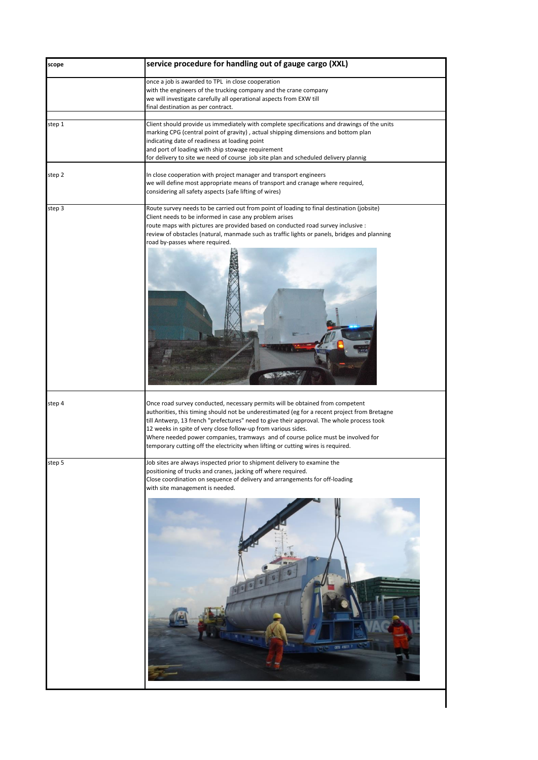| scope | service procedure for handling out of gauge cargo (XXL) |
| --- | --- |
| | once a job is awarded to TPL in close cooperation<br>with the engineers of the trucking company and the crane company<br>we will investigate carefully all operational aspects from EXW till<br>final destination as per contract. |
| step 1 | Client should provide us immediately with complete specifications and drawings of the units<br>marking CPG (central point of gravity) , actual shipping dimensions and bottom plan<br>indicating date of readiness at loading point<br>and port of loading with ship stowage requirement<br>for delivery to site we need of course job site plan and scheduled delivery plannig |
| step 2 | In close cooperation with project manager and transport engineers<br>we will define most appropriate means of transport and cranage where required,<br>considering all safety aspects (safe lifting of wires) |
| step 3 | Route survey needs to be carried out from point of loading to final destination (jobsite)<br>Client needs to be informed in case any problem arises<br>route maps with pictures are provided based on conducted road survey inclusive :<br>review of obstacles (natural, manmade such as traffic lights or panels, bridges and planning<br>road by-passes where required. |
| step 4 | Once road survey conducted, necessary permits will be obtained from competent<br>authorities, this timing should not be underestimated (eg for a recent project from Bretagne<br>till Antwerp, 13 french "prefectures" need to give their approval. The whole process took<br>12 weeks in spite of very close follow-up from various sides.<br>Where needed power companies, tramways and of course police must be involved for<br>temporary cutting off the electricity when lifting or cutting wires is required. |
| step 5 | Job sites are always inspected prior to shipment delivery to examine the<br>positioning of trucks and cranes, jacking off where required.<br>Close coordination on sequence of delivery and arrangements for off-loading<br>with site management is needed. |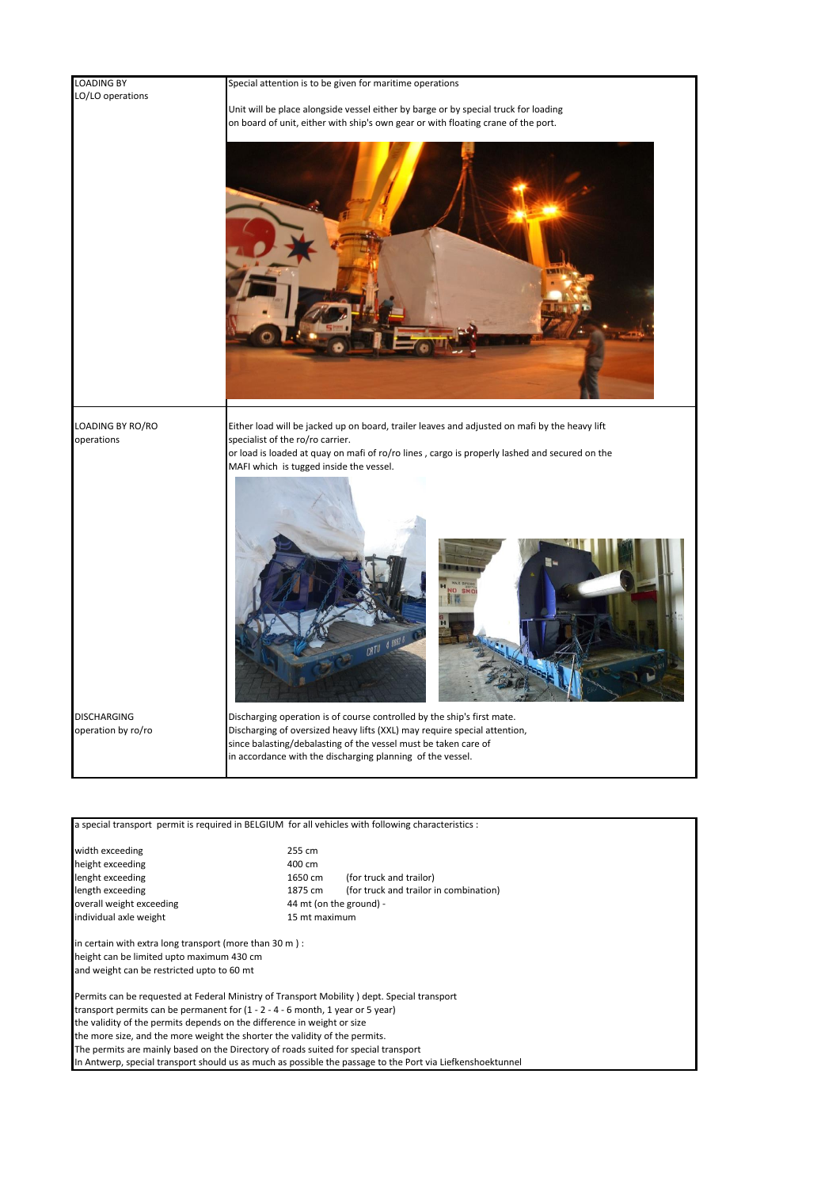| | |
|---|---|
| LOADING BY LO/LO operations | Special attention is to be given for maritime operations<br><br>Unit will be place alongside vessel either by barge or by special truck for loading on board of unit, either with ship's own gear or with floating crane of the port. |
| LOADING BY RO/RO operations | Either load will be jacked up on board, trailer leaves and adjusted on mafi by the heavy lift specialist of the ro/ro carrier.<br>or load is loaded at quay on mafi of ro/ro lines , cargo is properly lashed and secured on the MAFI which is tugged inside the vessel. |
| DISCHARGING operation by ro/ro | Discharging operation is of course controlled by the ship's first mate.<br>Discharging of oversized heavy lifts (XXL) may require special attention, since balasting/debalasting of the vessel must be taken care of in accordance with the discharging planning of the vessel. |

a special transport permit is required in BELGIUM for all vehicles with following characteristics :

| | | |
|---|---|---|
| width exceeding | 255 cm | |
| height exceeding | 400 cm | |
| lenght exceeding | 1650 cm | (for truck and trailor) |
| length exceeding | 1875 cm | (for truck and trailor in combination) |
| overall weight exceeding | 44 mt (on the ground) - | |
| individual axle weight | 15 mt maximum | |

in certain with extra long transport (more than 30 m ) :
height can be limited upto maximum 430 cm
and weight can be restricted upto to 60 mt

Permits can be requested at Federal Ministry of Transport Mobility ) dept. Special transport
transport permits can be permanent for (1 - 2 - 4 - 6 month, 1 year or 5 year)
the validity of the permits depends on the difference in weight or size
the more size, and the more weight the shorter the validity of the permits.
The permits are mainly based on the Directory of roads suited for special transport
In Antwerp, special transport should us as much as possible the passage to the Port via Liefkenshoektunnel